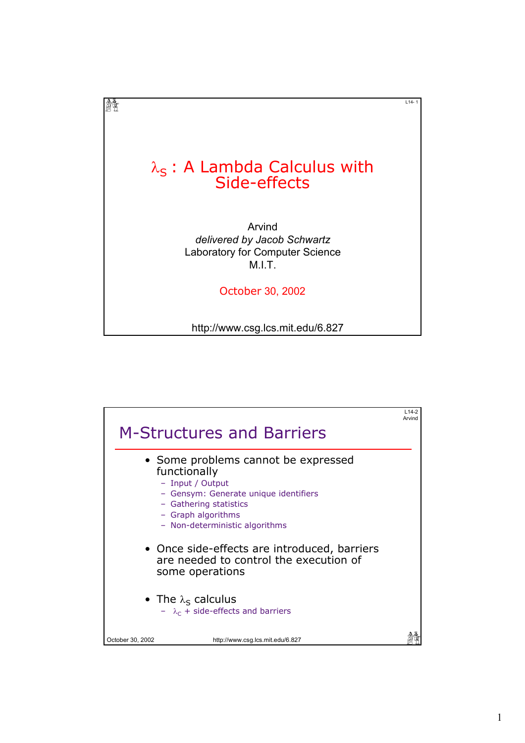# $\lambda_S$ : A Lambda Calculus with Side-effects

Arvind
*delivered by Jacob Schwartz*
Laboratory for Computer Science
M.I.T.

October 30, 2002

http://www.csg.lcs.mit.edu/6.827

## M-Structures and Barriers

- Some problems cannot be expressed functionally
  - Input / Output
  - Gensym: Generate unique identifiers
  - Gathering statistics
  - Graph algorithms
  - Non-deterministic algorithms
- Once side-effects are introduced, barriers are needed to control the execution of some operations
- The $\lambda_S$ calculus
  - $\lambda_C$ + side-effects and barriers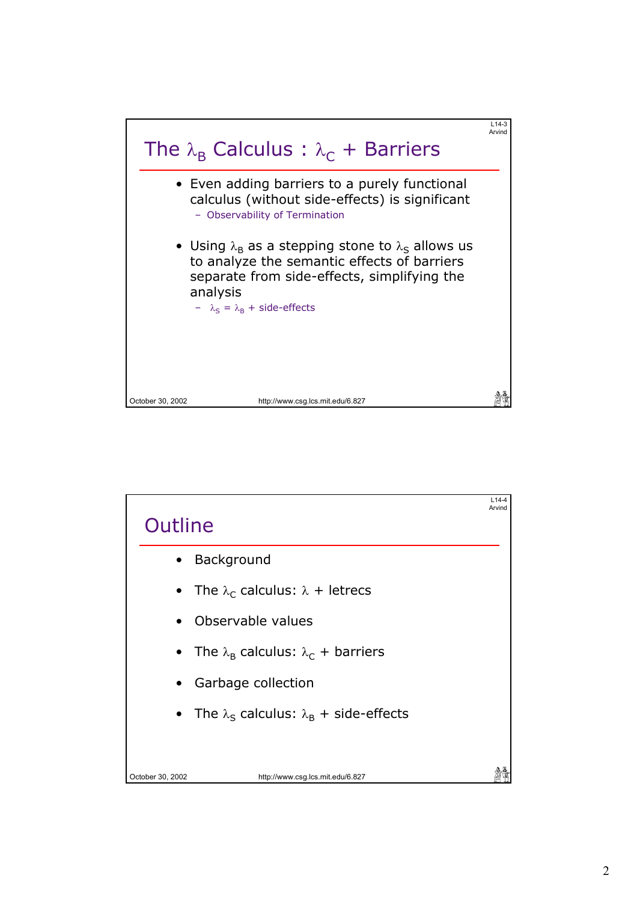## The $\lambda_B$ Calculus : $\lambda_C$ + Barriers

- Even adding barriers to a purely functional calculus (without side-effects) is significant
  - Observability of Termination
- Using $\lambda_B$ as a stepping stone to $\lambda_S$ allows us to analyze the semantic effects of barriers separate from side-effects, simplifying the analysis
  - $\lambda_S = \lambda_B$ + side-effects

## Outline

- Background
- The $\lambda_C$ calculus: $\lambda$ + letrecs
- Observable values
- The $\lambda_B$ calculus: $\lambda_C$ + barriers
- Garbage collection
- The $\lambda_S$ calculus: $\lambda_B$ + side-effects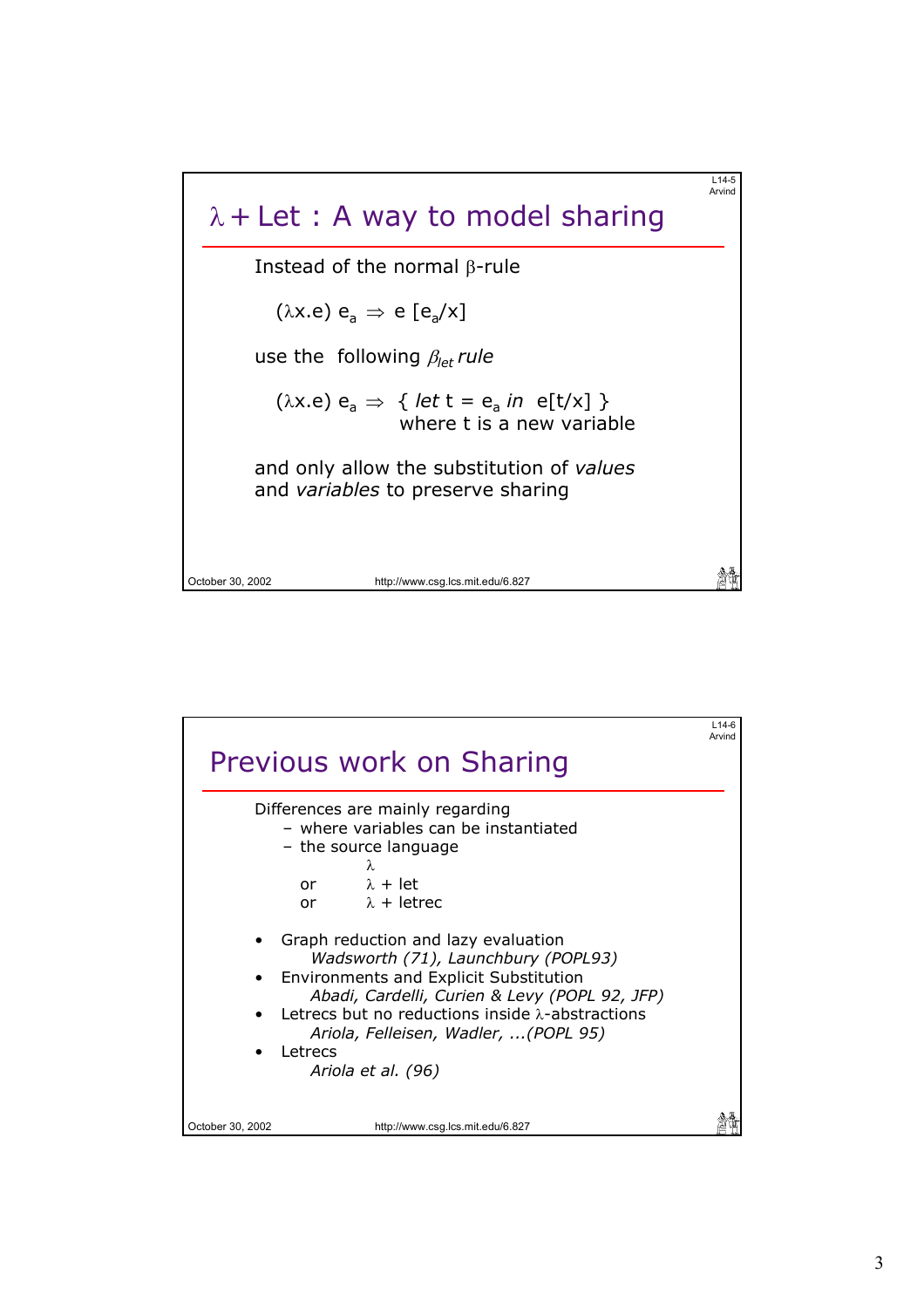# $\lambda$ + Let : A way to model sharing

Instead of the normal $\beta$-rule

$$(\lambda x.e)\ e_a \Rightarrow e\,[e_a/x]$$

use the following $\beta_{let}$ *rule*

$$(\lambda x.e)\ e_a \Rightarrow \{\ \textit{let}\ t = e_a\ \textit{in}\ \ e[t/x]\ \}$$

where t is a new variable

and only allow the substitution of *values* and *variables* to preserve sharing

# Previous work on Sharing

Differences are mainly regarding
- where variables can be instantiated
- the source language
  - $\lambda$
  - or $\lambda$ + let
  - or $\lambda$ + letrec

- Graph reduction and lazy evaluation
  *Wadsworth (71), Launchbury (POPL93)*
- Environments and Explicit Substitution
  *Abadi, Cardelli, Curien & Levy (POPL 92, JFP)*
- Letrecs but no reductions inside $\lambda$-abstractions
  *Ariola, Felleisen, Wadler, ...(POPL 95)*
- Letrecs
  *Ariola et al. (96)*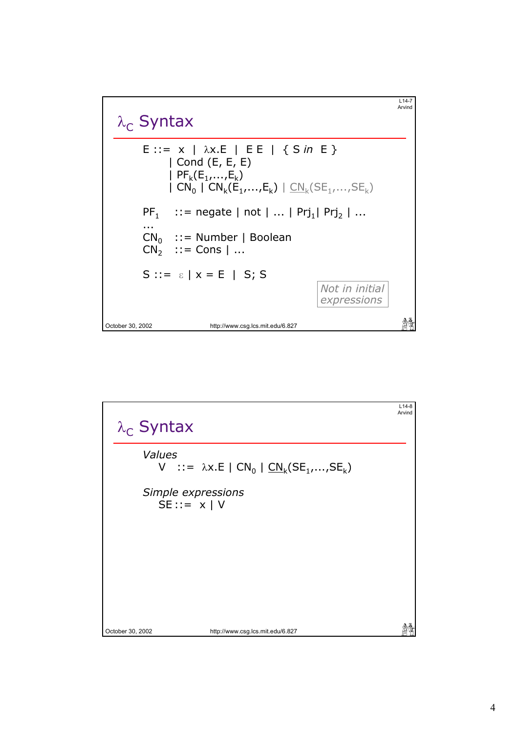## $\lambda_C$ Syntax

$$
\begin{aligned}
E ::= \; & x \mid \lambda x.E \mid E\ E \mid \{ S \textit{ in } E \} \\
& \mid \text{Cond}(E, E, E) \\
& \mid PF_k(E_1,\ldots,E_k) \\
& \mid CN_0 \mid CN_k(E_1,\ldots,E_k) \mid \underline{CN}_k(SE_1,\ldots,SE_k)
\end{aligned}
$$

$PF_1$ ::= negate | not | ... | $Prj_1$ | $Prj_2$ | ...

...

$CN_0$ ::= Number | Boolean

$CN_2$ ::= Cons | ...

S ::= $\varepsilon$ | x = E | S; S

*Not in initial expressions*

## $\lambda_C$ Syntax

*Values*

V ::= $\lambda x.E$ | $CN_0$ | $\underline{CN}_k(SE_1,\ldots,SE_k)$

*Simple expressions*

SE ::= x | V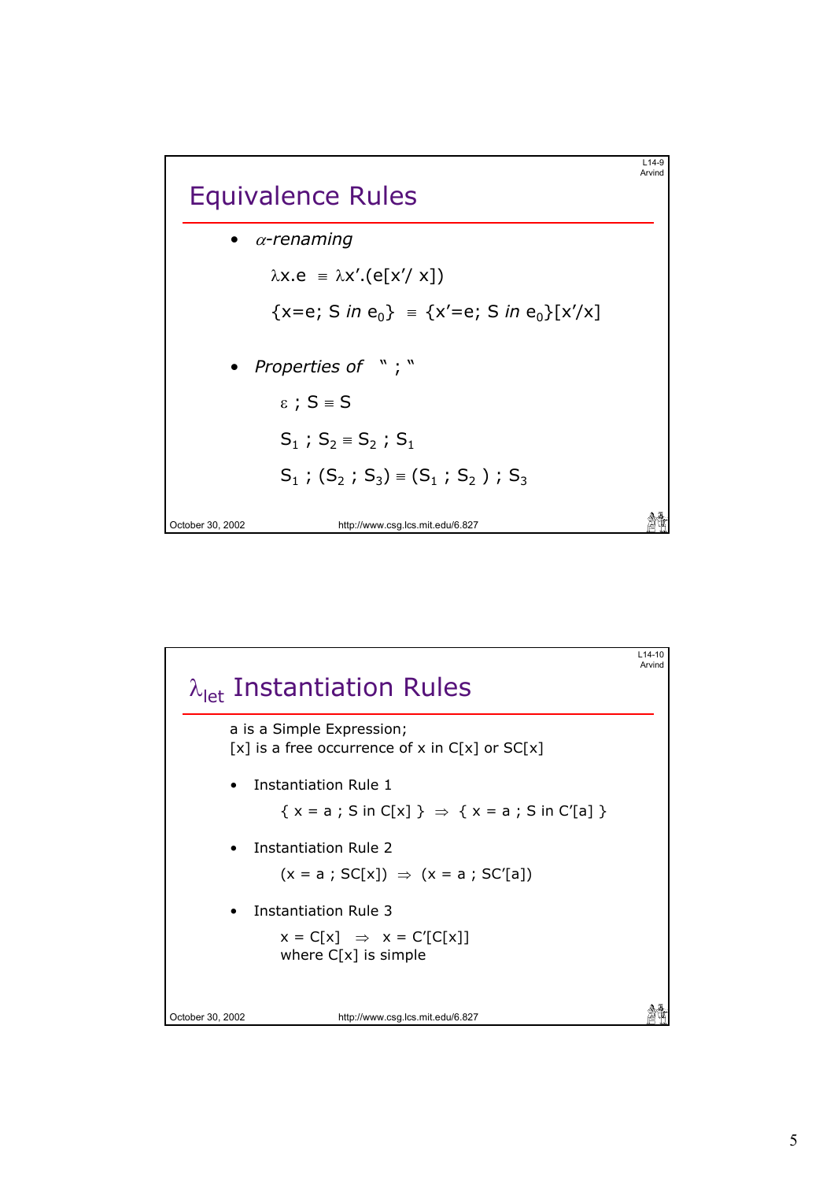## Equivalence Rules

- *α-renaming*

  $\lambda x.e \equiv \lambda x'.(e[x'/x])$

  $\{x=e;\ S\ \textit{in}\ e_0\} \equiv \{x'=e;\ S\ \textit{in}\ e_0\}[x'/x]$

- *Properties of " ; "*

  $\varepsilon\ ;\ S \equiv S$

  $S_1\ ;\ S_2 \equiv S_2\ ;\ S_1$

  $S_1\ ;\ (S_2\ ;\ S_3) \equiv (S_1\ ;\ S_2)\ ;\ S_3$

## $\lambda_{let}$ Instantiation Rules

a is a Simple Expression;
[x] is a free occurrence of x in C[x] or SC[x]

- Instantiation Rule 1

  $\{\ x = a\ ;\ S\ \text{in}\ C[x]\ \} \Rightarrow \{\ x = a\ ;\ S\ \text{in}\ C'[a]\ \}$

- Instantiation Rule 2

  $(x = a\ ;\ SC[x]) \Rightarrow (x = a\ ;\ SC'[a])$

- Instantiation Rule 3

  $x = C[x] \Rightarrow x = C'[C[x]]$
  where C[x] is simple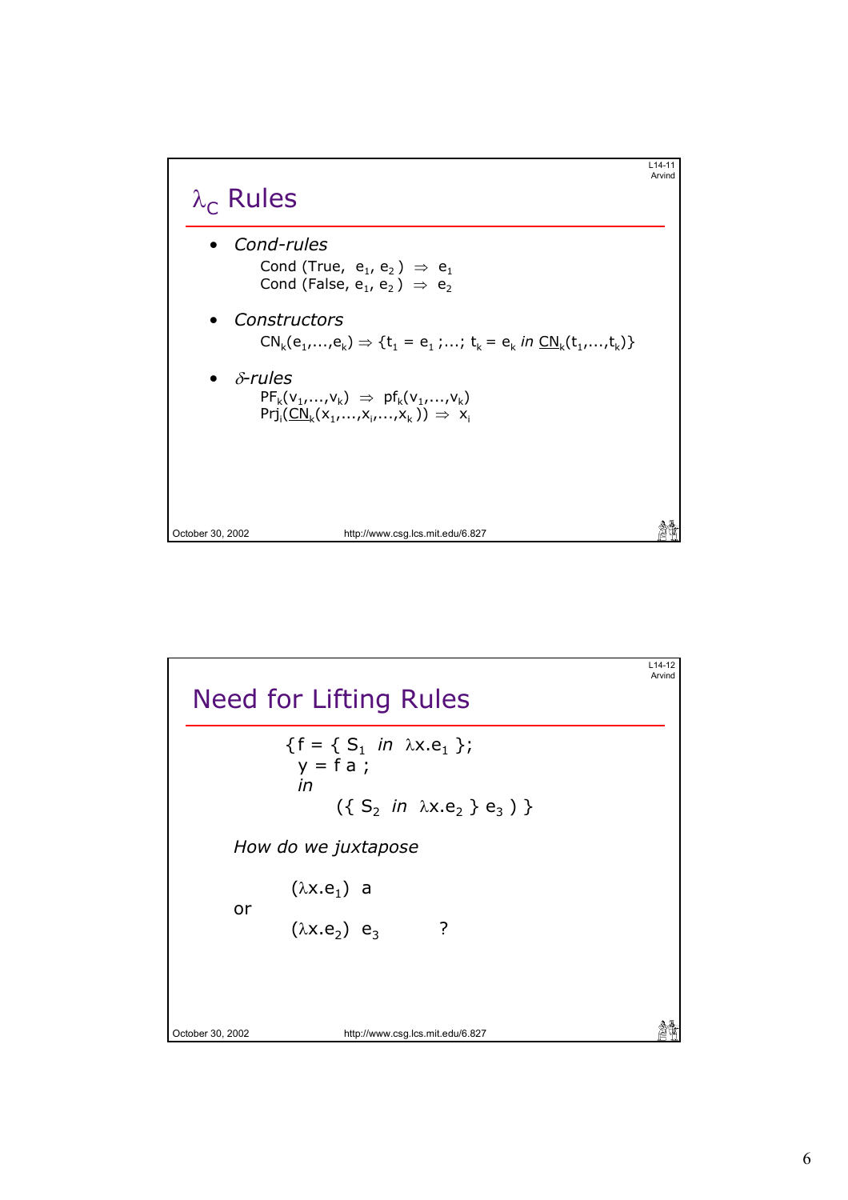## $\lambda_C$ Rules

- *Cond-rules*

  Cond (True, $e_1$, $e_2$) $\Rightarrow$ $e_1$
  Cond (False, $e_1$, $e_2$) $\Rightarrow$ $e_2$

- *Constructors*

  $CN_k(e_1,...,e_k) \Rightarrow \{t_1 = e_1 ;...; t_k = e_k$ *in* $\underline{CN}_k(t_1,...,t_k)\}$

- *$\delta$-rules*

  $PF_k(v_1,...,v_k) \Rightarrow pf_k(v_1,...,v_k)$
  $Prj_i(\underline{CN}_k(x_1,...,x_i,...,x_k)) \Rightarrow x_i$

## Need for Lifting Rules

{f = { $S_1$ *in* $\lambda x.e_1$ };
 y = f a ;
 *in*
  ({ $S_2$ *in* $\lambda x.e_2$ } $e_3$ ) }

*How do we juxtapose*

$(\lambda x.e_1)$ a

or

$(\lambda x.e_2)$ $e_3$ ?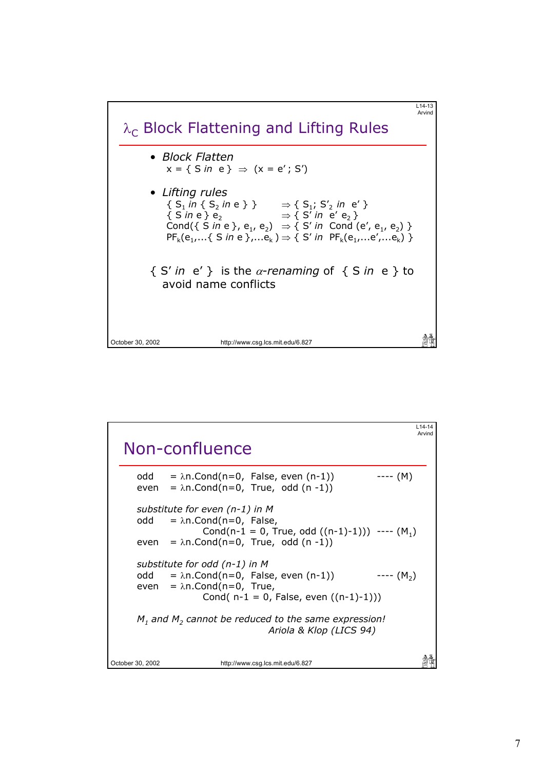## $\lambda_C$ Block Flattening and Lifting Rules

- *Block Flatten*

  $x = \{ S \textit{ in } e \} \Rightarrow (x = e' ; S')$

- *Lifting rules*

  $\{ S_1 \textit{ in } \{ S_2 \textit{ in } e \} \} \Rightarrow \{ S_1; S'_2 \textit{ in } e' \}$

  $\{ S \textit{ in } e \}\ e_2 \Rightarrow \{ S' \textit{ in } e'\ e_2 \}$

  $\text{Cond}(\{ S \textit{ in } e \}, e_1, e_2) \Rightarrow \{ S' \textit{ in } \text{Cond}(e', e_1, e_2) \}$

  $\text{PF}_k(e_1, \ldots \{ S \textit{ in } e \}, \ldots e_k) \Rightarrow \{ S' \textit{ in } \text{PF}_k(e_1, \ldots e', \ldots e_k) \}$

$\{ S' \textit{ in } e' \}$ is the $\alpha$-*renaming* of $\{ S \textit{ in } e \}$ to avoid name conflicts

## Non-confluence

```
odd   = λn.Cond(n=0, False, even (n-1))          ---- (M)
even  = λn.Cond(n=0, True,  odd (n -1))
```

*substitute for even (n-1) in M*

```
odd   = λn.Cond(n=0, False,
              Cond(n-1 = 0, True, odd ((n-1)-1)))  ---- (M1)
even  = λn.Cond(n=0, True,  odd (n -1))
```

*substitute for odd (n-1) in M*

```
odd   = λn.Cond(n=0, False, even (n-1))          ---- (M2)
even  = λn.Cond(n=0, True,
              Cond( n-1 = 0, False, even ((n-1)-1)))
```

*$M_1$ and $M_2$ cannot be reduced to the same expression!*

*Ariola & Klop (LICS 94)*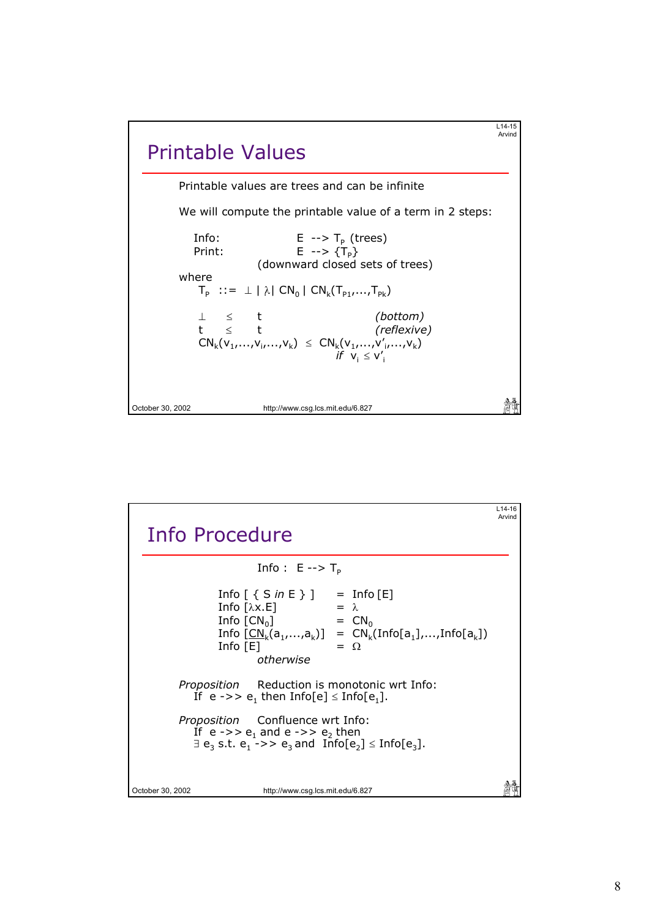# Printable Values

Printable values are trees and can be infinite

We will compute the printable value of a term in 2 steps:

Info: $E \dashrightarrow T_P$ (trees)
Print: $E \dashrightarrow \{T_P\}$ (downward closed sets of trees)

where

$$T_P ::= \perp \mid \lambda \mid CN_0 \mid CN_k(T_{P1},...,T_{Pk})$$

$\perp \leq t$ *(bottom)*

$t \leq t$ *(reflexive)*

$CN_k(v_1,...,v_i,...,v_k) \leq CN_k(v_1,...,v'_i,...,v_k)$ *if* $v_i \leq v'_i$

# Info Procedure

Info : $E \dashrightarrow T_P$

Info [ { S *in* E } ] = Info [E]
Info [$\lambda$x.E] = $\lambda$
Info [$CN_0$] = $CN_0$
Info [$\underline{CN}_k(a_1,...,a_k)$] = $CN_k(\text{Info}[a_1],...,\text{Info}[a_k])$
Info [E] = $\Omega$ *otherwise*

*Proposition* Reduction is monotonic wrt Info:
If $e \twoheadrightarrow e_1$ then $\text{Info}[e] \leq \text{Info}[e_1]$.

*Proposition* Confluence wrt Info:
If $e \twoheadrightarrow e_1$ and $e \twoheadrightarrow e_2$ then
$\exists e_3$ s.t. $e_1 \twoheadrightarrow e_3$ and $\text{Info}[e_2] \leq \text{Info}[e_3]$.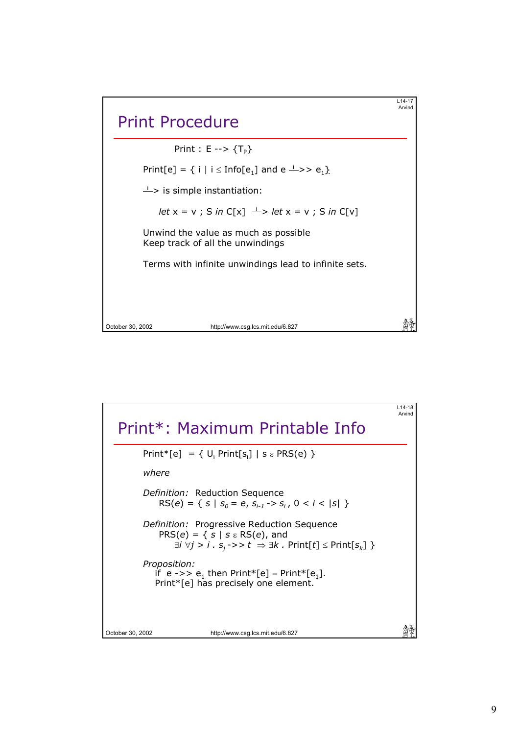# Print Procedure

$\text{Print} : E \dashrightarrow \{T_P\}$

$\text{Print}[e] = \{ i \mid i \leq \text{Info}[e_1] \text{ and } e \xrightarrow{i}\!\!> e_1 \}$

$\xrightarrow{i}$ is simple instantiation:

$\textit{let } x = v \,;\, S \textit{ in } C[x] \xrightarrow{i} \textit{let } x = v \,;\, S \textit{ in } C[v]$

Unwind the value as much as possible
Keep track of all the unwindings

Terms with infinite unwindings lead to infinite sets.

# Print*: Maximum Printable Info

$\text{Print}^*[e] = \{ \cup_i \text{Print}[s_i] \mid s \in \text{PRS}(e) \}$

*where*

*Definition:* Reduction Sequence

$\text{RS}(e) = \{ s \mid s_0 = e,\ s_{i-1} \rightarrow s_i,\ 0 < i < |s| \}$

*Definition:* Progressive Reduction Sequence

$\text{PRS}(e) = \{ s \mid s \in \text{RS}(e)$, and
$\exists i\ \forall j > i\ .\ s_j \twoheadrightarrow t \Rightarrow \exists k\ .\ \text{Print}[t] \leq \text{Print}[s_k] \}$

*Proposition:*

if $e \twoheadrightarrow e_1$ then $\text{Print}^*[e] = \text{Print}^*[e_1]$.
Print*[e] has precisely one element.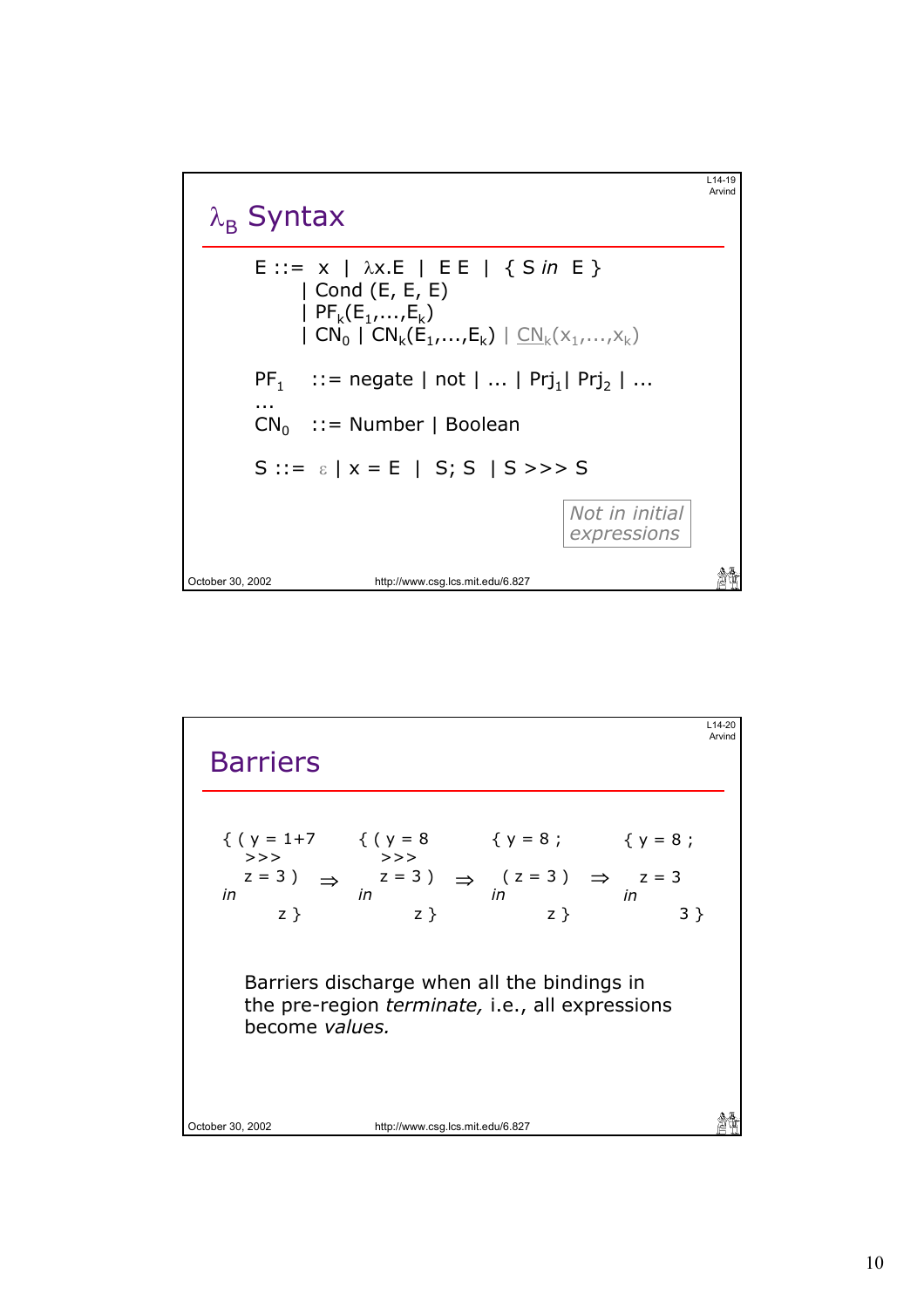## $\lambda_B$ Syntax

$$
\begin{aligned}
E ::= \; & x \mid \lambda x.E \mid E\ E \mid \{\, S \textit{ in } E \,\} \\
& \mid \text{Cond}(E, E, E) \\
& \mid PF_k(E_1,\ldots,E_k) \\
& \mid CN_0 \mid CN_k(E_1,\ldots,E_k) \mid \underline{CN_k}(x_1,\ldots,x_k)
\end{aligned}
$$

$PF_1$ ::= negate | not | ... | $Prj_1$ | $Prj_2$ | ...

...

$CN_0$ ::= Number | Boolean

$S ::= \varepsilon \mid x = E \mid S; S \mid S >>> S$

*Not in initial expressions*

## Barriers

```
{ ( y = 1+7         { ( y = 8         { y = 8 ;         { y = 8 ;
    >>>                 >>>
    z = 3 )    ⇒        z = 3 )   ⇒     ( z = 3 )   ⇒     z = 3
in                  in                in                in
       z }                 z }               z }               3 }
```

Barriers discharge when all the bindings in the pre-region *terminate,* i.e., all expressions become *values.*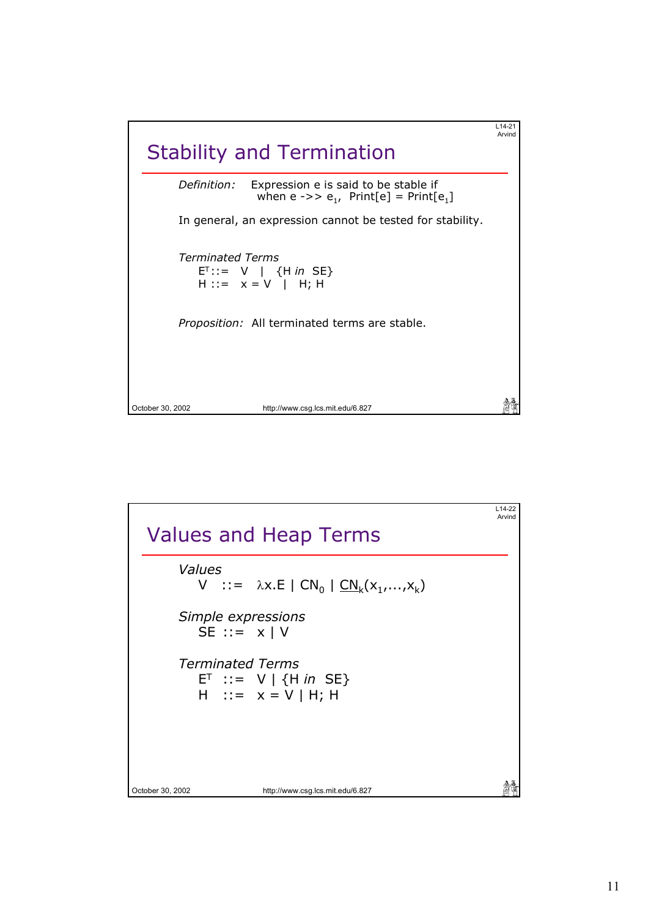## Stability and Termination

*Definition:* Expression e is said to be stable if when e ->> $e_1$, Print[e] = Print[$e_1$]

In general, an expression cannot be tested for stability.

*Terminated Terms*

$E^T$ ::= V | {H *in* SE}
H ::= x = V | H; H

*Proposition:* All terminated terms are stable.

## Values and Heap Terms

*Values*

V ::= $\lambda$x.E | $CN_0$ | $\underline{CN}_k(x_1,\ldots,x_k)$

*Simple expressions*

SE ::= x | V

*Terminated Terms*

$E^T$ ::= V | {H *in* SE}
H ::= x = V | H; H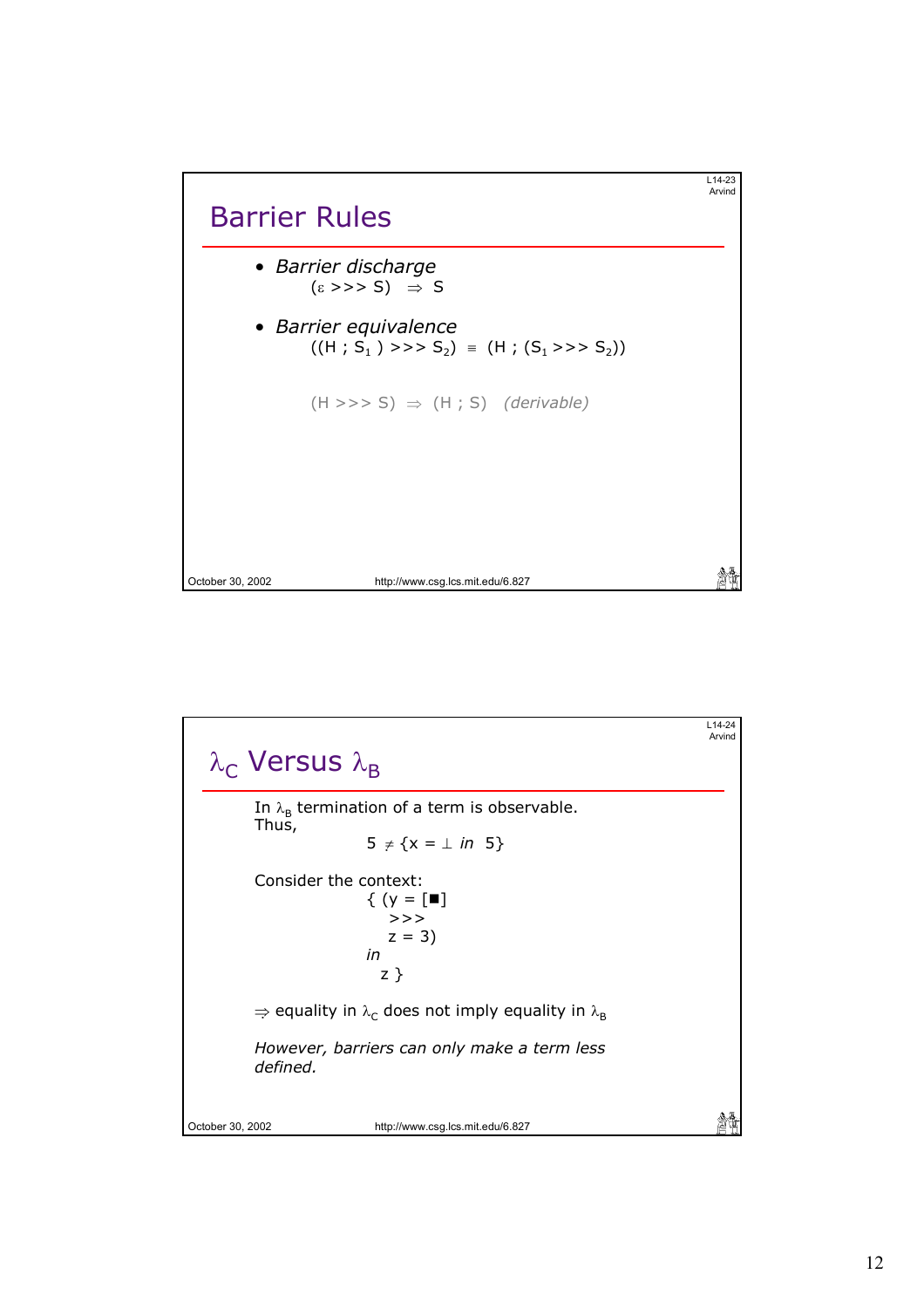## Barrier Rules

- *Barrier discharge*

  $(\varepsilon >>> S) \Rightarrow S$

- *Barrier equivalence*

  $((H ; S_1) >>> S_2) \equiv (H ; (S_1 >>> S_2))$

  $(H >>> S) \Rightarrow (H ; S)$ *(derivable)*

## $\lambda_C$ Versus $\lambda_B$

In $\lambda_B$ termination of a term is observable. Thus,

$$5 \neq \{x = \perp \textit{ in } 5\}$$

Consider the context:

```
{ (y = [■]
    >>>
   z = 3)
in
  z }
```

$\Rightarrow$ equality in $\lambda_C$ does not imply equality in $\lambda_B$

*However, barriers can only make a term less defined.*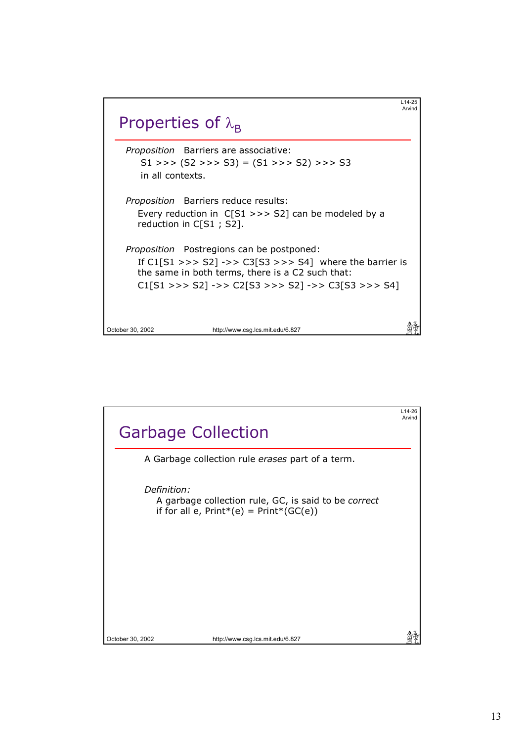## Properties of $\lambda_B$

*Proposition* Barriers are associative:

S1 >>> (S2 >>> S3) = (S1 >>> S2) >>> S3

in all contexts.

*Proposition* Barriers reduce results:

Every reduction in C[S1 >>> S2] can be modeled by a reduction in C[S1 ; S2].

*Proposition* Postregions can be postponed:

If C1[S1 >>> S2] ->> C3[S3 >>> S4] where the barrier is the same in both terms, there is a C2 such that:

C1[S1 >>> S2] ->> C2[S3 >>> S2] ->> C3[S3 >>> S4]

## Garbage Collection

A Garbage collection rule *erases* part of a term.

*Definition:*

A garbage collection rule, GC, is said to be *correct* if for all e, Print*(e) = Print*(GC(e))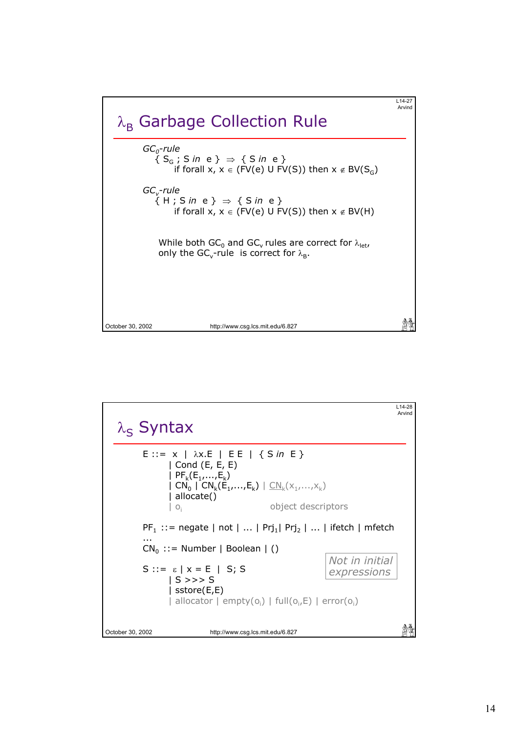# $\lambda_B$ Garbage Collection Rule

*GC$_0$-rule*

$\{ S_G ; S \textit{ in } e \} \Rightarrow \{ S \textit{ in } e \}$
if forall x, $x \in (FV(e) \cup FV(S))$ then $x \notin BV(S_G)$

*GC$_v$-rule*

$\{ H ; S \textit{ in } e \} \Rightarrow \{ S \textit{ in } e \}$
if forall x, $x \in (FV(e) \cup FV(S))$ then $x \notin BV(H)$

While both $GC_0$ and $GC_v$ rules are correct for $\lambda_{let}$, only the $GC_v$-rule is correct for $\lambda_B$.

# $\lambda_S$ Syntax

```
E ::= x | λx.E | E E | { S in E }
      | Cond (E, E, E)
      | PF_k(E_1,...,E_k)
      | CN_0 | CN_k(E_1,...,E_k) | CN_k(x_1,...,x_k)
      | allocate()
      | o_i                        object descriptors

PF_1 ::= negate | not | ... | Prj_1| Prj_2 | ... | ifetch | mfetch
...
CN_0 ::= Number | Boolean | ()

S ::= ε | x = E | S; S
      | S >>> S
      | sstore(E,E)
      | allocator | empty(o_i) | full(o_i,E) | error(o_i)
```

*Not in initial expressions*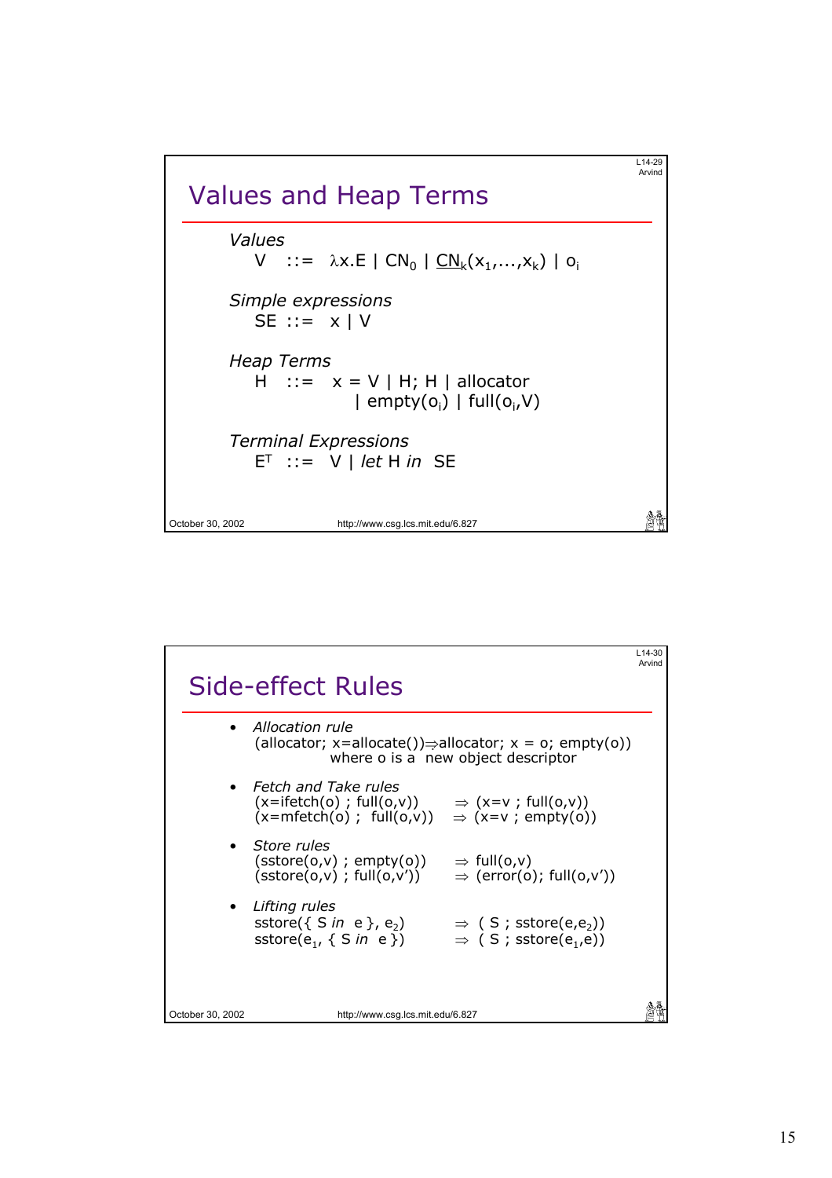## Values and Heap Terms

*Values*

$V \; ::= \; \lambda x.E \mid CN_0 \mid \underline{CN}_k(x_1,\ldots,x_k) \mid o_i$

*Simple expressions*

$SE \; ::= \; x \mid V$

*Heap Terms*

$H \; ::= \; x = V \mid H;\, H \mid \text{allocator} \mid \text{empty}(o_i) \mid \text{full}(o_i,V)$

*Terminal Expressions*

$E^T \; ::= \; V \mid$ *let* H *in* SE

## Side-effect Rules

- *Allocation rule*
  (allocator; x=allocate()) ⇒ allocator; x = o; empty(o))
  where o is a new object descriptor

- *Fetch and Take rules*
  (x=ifetch(o) ; full(o,v)) ⇒ (x=v ; full(o,v))
  (x=mfetch(o) ; full(o,v)) ⇒ (x=v ; empty(o))

- *Store rules*
  (sstore(o,v) ; empty(o)) ⇒ full(o,v)
  (sstore(o,v) ; full(o,v')) ⇒ (error(o); full(o,v'))

- *Lifting rules*
  sstore({ S *in* e }, $e_2$) ⇒ ( S ; sstore(e,$e_2$))
  sstore($e_1$, { S *in* e }) ⇒ ( S ; sstore($e_1$,e))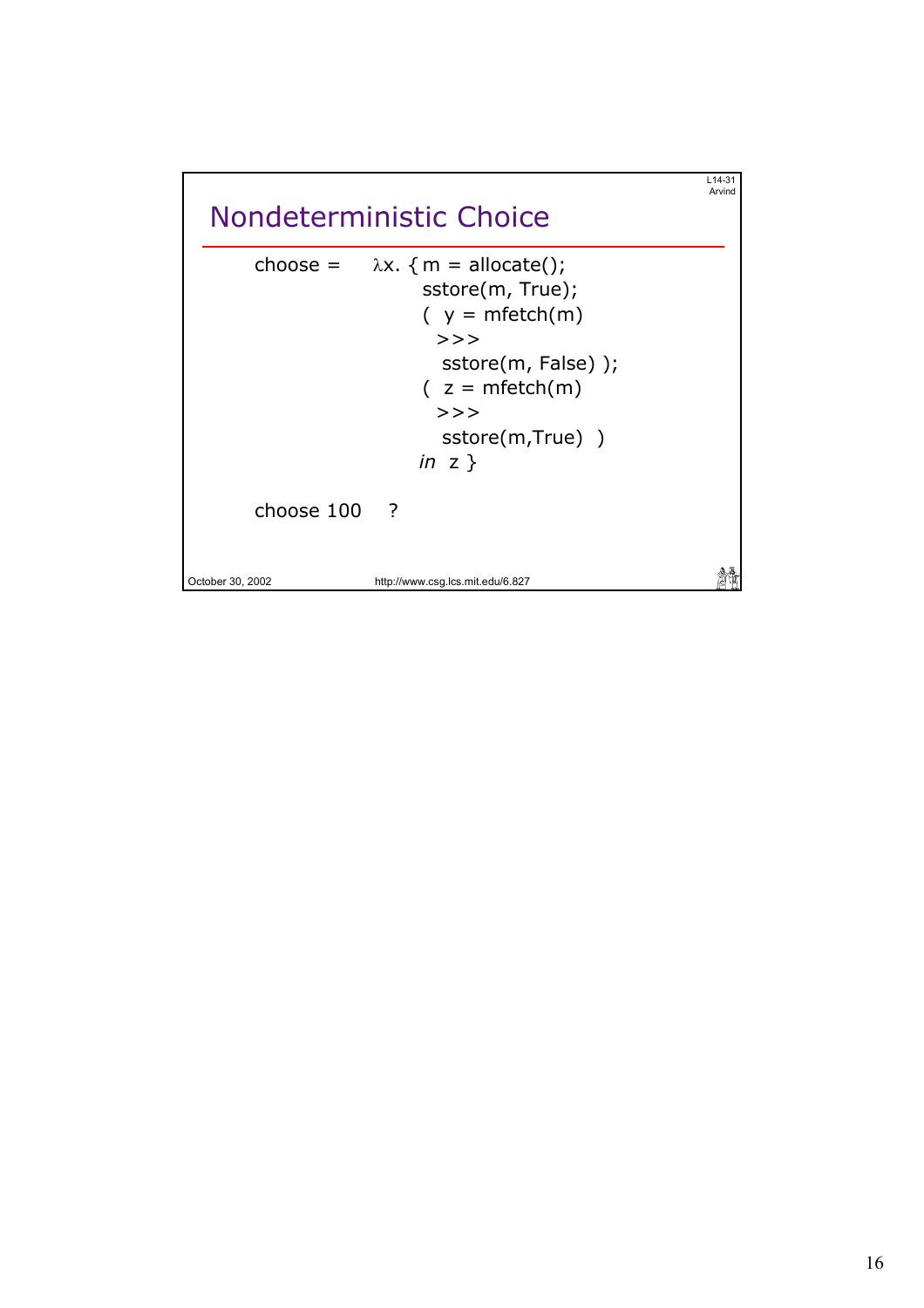# Nondeterministic Choice

```
choose =   λx. { m = allocate();
                 sstore(m, True);
                 (  y = mfetch(m)
                   >>>
                    sstore(m, False) );
                 (  z = mfetch(m)
                   >>>
                    sstore(m,True)  )
                in  z }

choose 100    ?
```